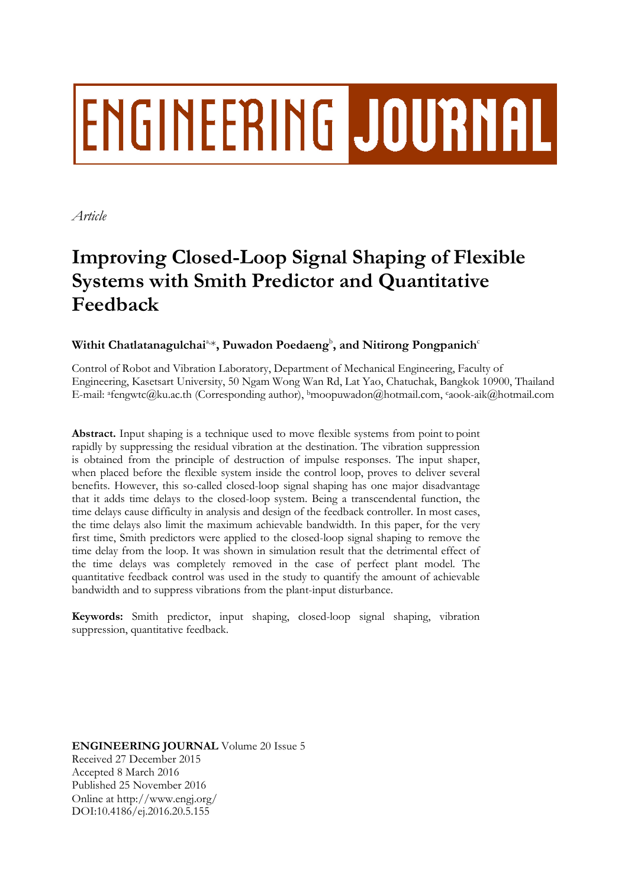# ENGINEERING JOURNAL

*Article*

# Improving Closed-Loop Signal Shaping of Flexible Systems with Smith Predictor and Quantitative Feedback

**Withit Chatlatanagulchai[a,*], Puwadon Poedaeng[b], and Nitirong Pongpanich[c]**

Control of Robot and Vibration Laboratory, Department of Mechanical Engineering, Faculty of Engineering, Kasetsart University, 50 Ngam Wong Wan Rd, Lat Yao, Chatuchak, Bangkok 10900, Thailand
E-mail: [a]fengwtc@ku.ac.th (Corresponding author), [b]moopuwadon@hotmail.com, [c]aook-aik@hotmail.com

**Abstract.** Input shaping is a technique used to move flexible systems from point to point rapidly by suppressing the residual vibration at the destination. The vibration suppression is obtained from the principle of destruction of impulse responses. The input shaper, when placed before the flexible system inside the control loop, proves to deliver several benefits. However, this so-called closed-loop signal shaping has one major disadvantage that it adds time delays to the closed-loop system. Being a transcendental function, the time delays cause difficulty in analysis and design of the feedback controller. In most cases, the time delays also limit the maximum achievable bandwidth. In this paper, for the very first time, Smith predictors were applied to the closed-loop signal shaping to remove the time delay from the loop. It was shown in simulation result that the detrimental effect of the time delays was completely removed in the case of perfect plant model. The quantitative feedback control was used in the study to quantify the amount of achievable bandwidth and to suppress vibrations from the plant-input disturbance.

**Keywords:** Smith predictor, input shaping, closed-loop signal shaping, vibration suppression, quantitative feedback.

**ENGINEERING JOURNAL** Volume 20 Issue 5
Received 27 December 2015
Accepted 8 March 2016
Published 25 November 2016
Online at http://www.engj.org/
DOI:10.4186/ej.2016.20.5.155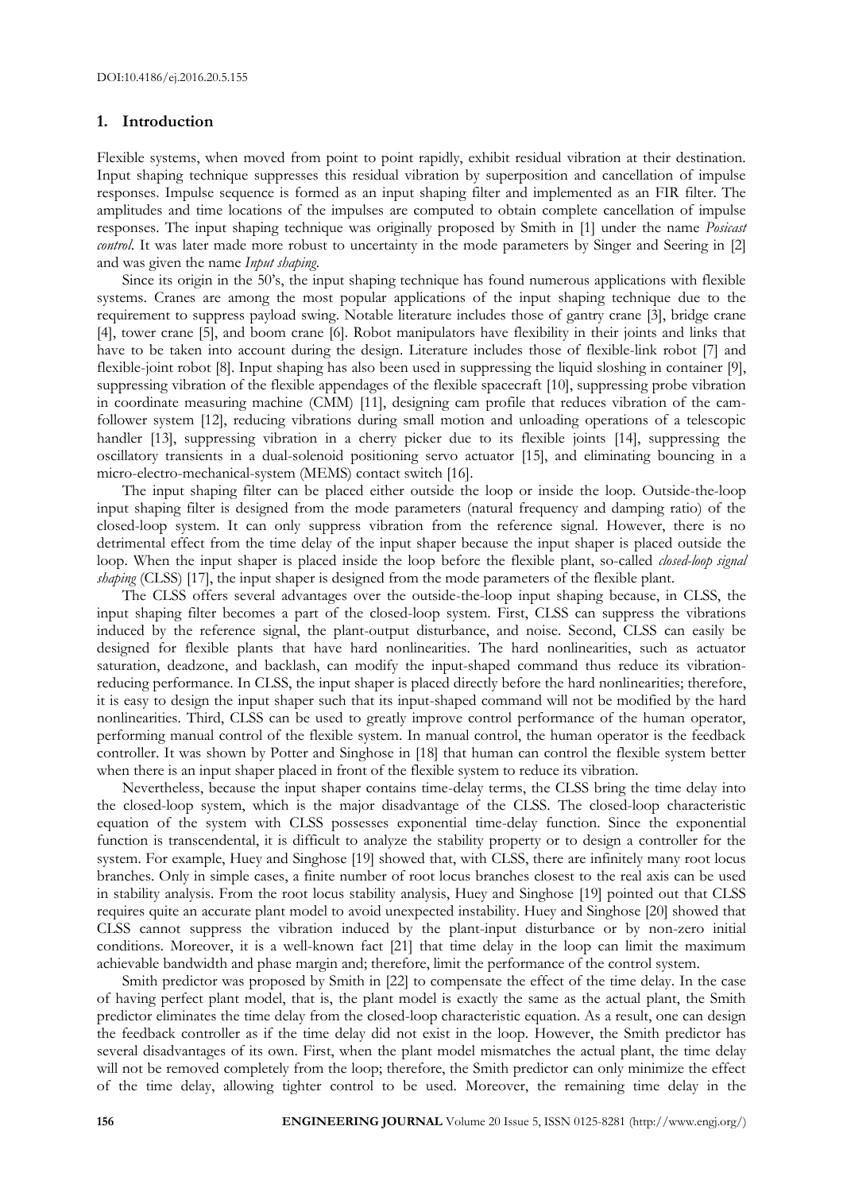DOI:10.4186/ej.2016.20.5.155

## 1. Introduction

Flexible systems, when moved from point to point rapidly, exhibit residual vibration at their destination. Input shaping technique suppresses this residual vibration by superposition and cancellation of impulse responses. Impulse sequence is formed as an input shaping filter and implemented as an FIR filter. The amplitudes and time locations of the impulses are computed to obtain complete cancellation of impulse responses. The input shaping technique was originally proposed by Smith in [1] under the name *Posicast control*. It was later made more robust to uncertainty in the mode parameters by Singer and Seering in [2] and was given the name *Input shaping*.

Since its origin in the 50's, the input shaping technique has found numerous applications with flexible systems. Cranes are among the most popular applications of the input shaping technique due to the requirement to suppress payload swing. Notable literature includes those of gantry crane [3], bridge crane [4], tower crane [5], and boom crane [6]. Robot manipulators have flexibility in their joints and links that have to be taken into account during the design. Literature includes those of flexible-link robot [7] and flexible-joint robot [8]. Input shaping has also been used in suppressing the liquid sloshing in container [9], suppressing vibration of the flexible appendages of the flexible spacecraft [10], suppressing probe vibration in coordinate measuring machine (CMM) [11], designing cam profile that reduces vibration of the cam-follower system [12], reducing vibrations during small motion and unloading operations of a telescopic handler [13], suppressing vibration in a cherry picker due to its flexible joints [14], suppressing the oscillatory transients in a dual-solenoid positioning servo actuator [15], and eliminating bouncing in a micro-electro-mechanical-system (MEMS) contact switch [16].

The input shaping filter can be placed either outside the loop or inside the loop. Outside-the-loop input shaping filter is designed from the mode parameters (natural frequency and damping ratio) of the closed-loop system. It can only suppress vibration from the reference signal. However, there is no detrimental effect from the time delay of the input shaper because the input shaper is placed outside the loop. When the input shaper is placed inside the loop before the flexible plant, so-called *closed-loop signal shaping* (CLSS) [17], the input shaper is designed from the mode parameters of the flexible plant.

The CLSS offers several advantages over the outside-the-loop input shaping because, in CLSS, the input shaping filter becomes a part of the closed-loop system. First, CLSS can suppress the vibrations induced by the reference signal, the plant-output disturbance, and noise. Second, CLSS can easily be designed for flexible plants that have hard nonlinearities. The hard nonlinearities, such as actuator saturation, deadzone, and backlash, can modify the input-shaped command thus reduce its vibration-reducing performance. In CLSS, the input shaper is placed directly before the hard nonlinearities; therefore, it is easy to design the input shaper such that its input-shaped command will not be modified by the hard nonlinearities. Third, CLSS can be used to greatly improve control performance of the human operator, performing manual control of the flexible system. In manual control, the human operator is the feedback controller. It was shown by Potter and Singhose in [18] that human can control the flexible system better when there is an input shaper placed in front of the flexible system to reduce its vibration.

Nevertheless, because the input shaper contains time-delay terms, the CLSS bring the time delay into the closed-loop system, which is the major disadvantage of the CLSS. The closed-loop characteristic equation of the system with CLSS possesses exponential time-delay function. Since the exponential function is transcendental, it is difficult to analyze the stability property or to design a controller for the system. For example, Huey and Singhose [19] showed that, with CLSS, there are infinitely many root locus branches. Only in simple cases, a finite number of root locus branches closest to the real axis can be used in stability analysis. From the root locus stability analysis, Huey and Singhose [19] pointed out that CLSS requires quite an accurate plant model to avoid unexpected instability. Huey and Singhose [20] showed that CLSS cannot suppress the vibration induced by the plant-input disturbance or by non-zero initial conditions. Moreover, it is a well-known fact [21] that time delay in the loop can limit the maximum achievable bandwidth and phase margin and; therefore, limit the performance of the control system.

Smith predictor was proposed by Smith in [22] to compensate the effect of the time delay. In the case of having perfect plant model, that is, the plant model is exactly the same as the actual plant, the Smith predictor eliminates the time delay from the closed-loop characteristic equation. As a result, one can design the feedback controller as if the time delay did not exist in the loop. However, the Smith predictor has several disadvantages of its own. First, when the plant model mismatches the actual plant, the time delay will not be removed completely from the loop; therefore, the Smith predictor can only minimize the effect of the time delay, allowing tighter control to be used. Moreover, the remaining time delay in the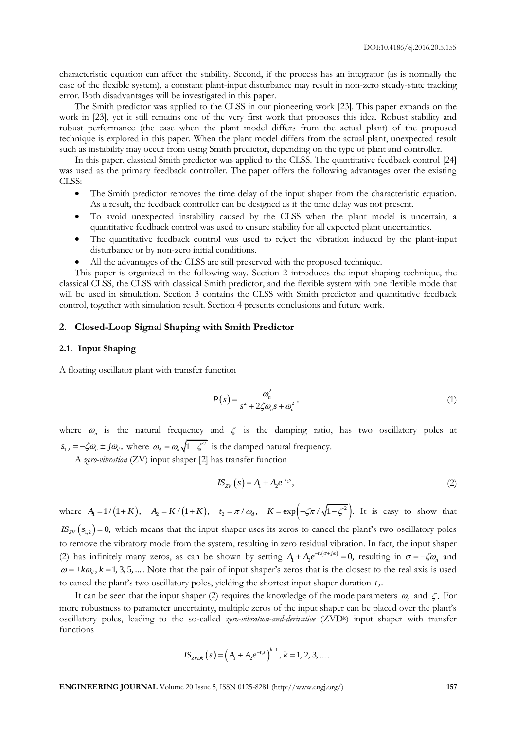characteristic equation can affect the stability. Second, if the process has an integrator (as is normally the case of the flexible system), a constant plant-input disturbance may result in non-zero steady-state tracking error. Both disadvantages will be investigated in this paper.

The Smith predictor was applied to the CLSS in our pioneering work [23]. This paper expands on the work in [23], yet it still remains one of the very first work that proposes this idea. Robust stability and robust performance (the case when the plant model differs from the actual plant) of the proposed technique is explored in this paper. When the plant model differs from the actual plant, unexpected result such as instability may occur from using Smith predictor, depending on the type of plant and controller.

In this paper, classical Smith predictor was applied to the CLSS. The quantitative feedback control [24] was used as the primary feedback controller. The paper offers the following advantages over the existing CLSS:

- The Smith predictor removes the time delay of the input shaper from the characteristic equation. As a result, the feedback controller can be designed as if the time delay was not present.
- To avoid unexpected instability caused by the CLSS when the plant model is uncertain, a quantitative feedback control was used to ensure stability for all expected plant uncertainties.
- The quantitative feedback control was used to reject the vibration induced by the plant-input disturbance or by non-zero initial conditions.
- All the advantages of the CLSS are still preserved with the proposed technique.

This paper is organized in the following way. Section 2 introduces the input shaping technique, the classical CLSS, the CLSS with classical Smith predictor, and the flexible system with one flexible mode that will be used in simulation. Section 3 contains the CLSS with Smith predictor and quantitative feedback control, together with simulation result. Section 4 presents conclusions and future work.

## 2. Closed-Loop Signal Shaping with Smith Predictor

### 2.1. Input Shaping

A floating oscillator plant with transfer function

$$P(s) = \frac{\omega_n^2}{s^2 + 2\zeta\omega_n s + \omega_n^2}, \tag{1}$$

where $\omega_n$ is the natural frequency and $\zeta$ is the damping ratio, has two oscillatory poles at $s_{1,2} = -\zeta\omega_n \pm j\omega_d$, where $\omega_d = \omega_n\sqrt{1-\zeta^2}$ is the damped natural frequency.

A *zero-vibration* (ZV) input shaper [2] has transfer function

$$IS_{ZV}(s) = A_1 + A_2 e^{-t_2 s}, \tag{2}$$

where $A_1 = 1/(1+K)$, $A_2 = K/(1+K)$, $t_2 = \pi/\omega_d$, $K = \exp\left(-\zeta\pi/\sqrt{1-\zeta^2}\right)$. It is easy to show that $IS_{ZV}(s_{1,2}) = 0$, which means that the input shaper uses its zeros to cancel the plant's two oscillatory poles to remove the vibratory mode from the system, resulting in zero residual vibration. In fact, the input shaper (2) has infinitely many zeros, as can be shown by setting $A_1 + A_2 e^{-t_2(\sigma + j\omega)} = 0$, resulting in $\sigma = -\zeta\omega_n$ and $\omega = \pm k\omega_d, k = 1, 3, 5, \ldots$. Note that the pair of input shaper's zeros that is the closest to the real axis is used to cancel the plant's two oscillatory poles, yielding the shortest input shaper duration $t_2$.

It can be seen that the input shaper (2) requires the knowledge of the mode parameters $\omega_n$ and $\zeta$. For more robustness to parameter uncertainty, multiple zeros of the input shaper can be placed over the plant's oscillatory poles, leading to the so-called *zero-vibration-and-derivative* (ZVD$^k$) input shaper with transfer functions

$$IS_{ZVDk}(s) = \left(A_1 + A_2 e^{-t_2 s}\right)^{k+1}, k = 1, 2, 3, \ldots.$$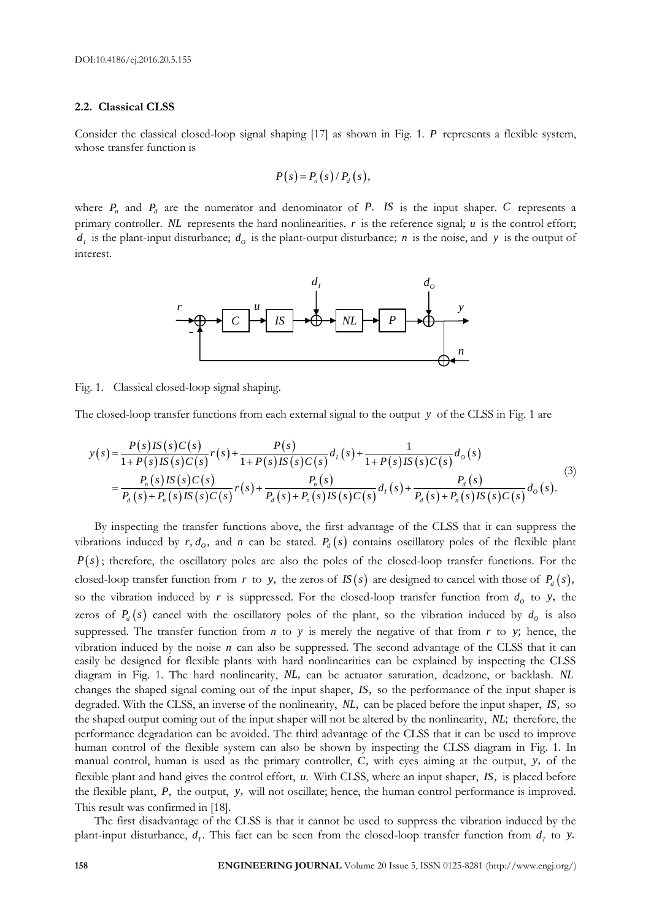DOI:10.4186/ej.2016.20.5.155

### 2.2. Classical CLSS

Consider the classical closed-loop signal shaping [17] as shown in Fig. 1. $P$ represents a flexible system, whose transfer function is

$$P(s) = P_n(s) / P_d(s),$$

where $P_n$ and $P_d$ are the numerator and denominator of $P$. $IS$ is the input shaper. $C$ represents a primary controller. $NL$ represents the hard nonlinearities. $r$ is the reference signal; $u$ is the control effort; $d_I$ is the plant-input disturbance; $d_O$ is the plant-output disturbance; $n$ is the noise, and $y$ is the output of interest.

Fig. 1. Classical closed-loop signal shaping.

The closed-loop transfer functions from each external signal to the output $y$ of the CLSS in Fig. 1 are

$$\begin{aligned} y(s) &= \frac{P(s)IS(s)C(s)}{1+P(s)IS(s)C(s)}r(s) + \frac{P(s)}{1+P(s)IS(s)C(s)}d_I(s) + \frac{1}{1+P(s)IS(s)C(s)}d_O(s) \\ &= \frac{P_n(s)IS(s)C(s)}{P_d(s)+P_n(s)IS(s)C(s)}r(s) + \frac{P_n(s)}{P_d(s)+P_n(s)IS(s)C(s)}d_I(s) + \frac{P_d(s)}{P_d(s)+P_n(s)IS(s)C(s)}d_O(s). \end{aligned} \tag{3}$$

By inspecting the transfer functions above, the first advantage of the CLSS that it can suppress the vibrations induced by $r, d_O$, and $n$ can be stated. $P_d(s)$ contains oscillatory poles of the flexible plant $P(s)$; therefore, the oscillatory poles are also the poles of the closed-loop transfer functions. For the closed-loop transfer function from $r$ to $y$, the zeros of $IS(s)$ are designed to cancel with those of $P_d(s)$, so the vibration induced by $r$ is suppressed. For the closed-loop transfer function from $d_O$ to $y$, the zeros of $P_d(s)$ cancel with the oscillatory poles of the plant, so the vibration induced by $d_O$ is also suppressed. The transfer function from $n$ to $y$ is merely the negative of that from $r$ to $y$; hence, the vibration induced by the noise $n$ can also be suppressed. The second advantage of the CLSS that it can easily be designed for flexible plants with hard nonlinearities can be explained by inspecting the CLSS diagram in Fig. 1. The hard nonlinearity, $NL$, can be actuator saturation, deadzone, or backlash. $NL$ changes the shaped signal coming out of the input shaper, $IS$, so the performance of the input shaper is degraded. With the CLSS, an inverse of the nonlinearity, $NL$, can be placed before the input shaper, $IS$, so the shaped output coming out of the input shaper will not be altered by the nonlinearity, $NL$; therefore, the performance degradation can be avoided. The third advantage of the CLSS that it can be used to improve human control of the flexible system can also be shown by inspecting the CLSS diagram in Fig. 1. In manual control, human is used as the primary controller, $C$, with eyes aiming at the output, $y$, of the flexible plant and hand gives the control effort, $u$. With CLSS, where an input shaper, $IS$, is placed before the flexible plant, $P$, the output, $y$, will not oscillate; hence, the human control performance is improved. This result was confirmed in [18].

The first disadvantage of the CLSS is that it cannot be used to suppress the vibration induced by the plant-input disturbance, $d_I$. This fact can be seen from the closed-loop transfer function from $d_I$ to $y$.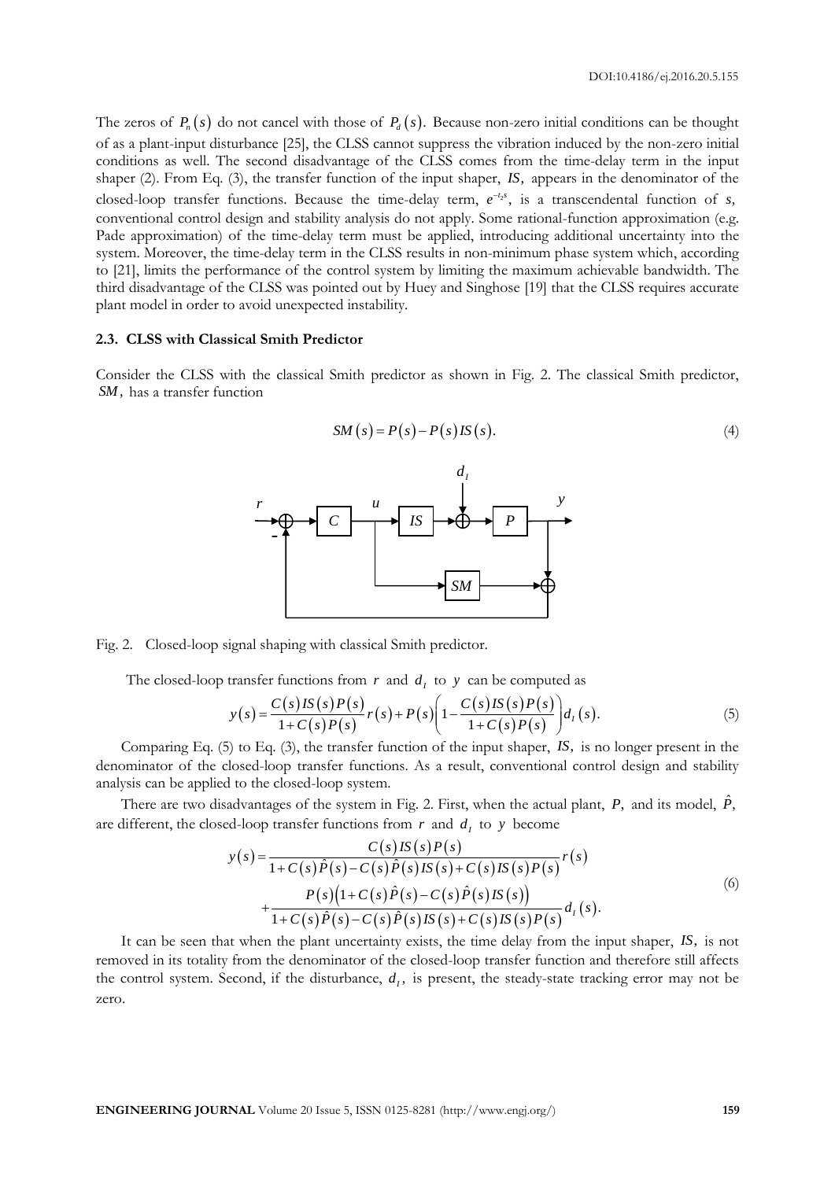The zeros of $P_n(s)$ do not cancel with those of $P_d(s)$. Because non-zero initial conditions can be thought of as a plant-input disturbance [25], the CLSS cannot suppress the vibration induced by the non-zero initial conditions as well. The second disadvantage of the CLSS comes from the time-delay term in the input shaper (2). From Eq. (3), the transfer function of the input shaper, $IS$, appears in the denominator of the closed-loop transfer functions. Because the time-delay term, $e^{-t_2 s}$, is a transcendental function of $s$, conventional control design and stability analysis do not apply. Some rational-function approximation (e.g. Pade approximation) of the time-delay term must be applied, introducing additional uncertainty into the system. Moreover, the time-delay term in the CLSS results in non-minimum phase system which, according to [21], limits the performance of the control system by limiting the maximum achievable bandwidth. The third disadvantage of the CLSS was pointed out by Huey and Singhose [19] that the CLSS requires accurate plant model in order to avoid unexpected instability.

### 2.3. CLSS with Classical Smith Predictor

Consider the CLSS with the classical Smith predictor as shown in Fig. 2. The classical Smith predictor, $SM$, has a transfer function

$$SM(s) = P(s) - P(s)IS(s). \tag{4}$$

Fig. 2. Closed-loop signal shaping with classical Smith predictor.

The closed-loop transfer functions from $r$ and $d_I$ to $y$ can be computed as

$$y(s) = \frac{C(s)IS(s)P(s)}{1+C(s)P(s)}r(s) + P(s)\left(1 - \frac{C(s)IS(s)P(s)}{1+C(s)P(s)}\right)d_I(s). \tag{5}$$

Comparing Eq. (5) to Eq. (3), the transfer function of the input shaper, $IS$, is no longer present in the denominator of the closed-loop transfer functions. As a result, conventional control design and stability analysis can be applied to the closed-loop system.

There are two disadvantages of the system in Fig. 2. First, when the actual plant, $P$, and its model, $\hat{P}$, are different, the closed-loop transfer functions from $r$ and $d_I$ to $y$ become

$$\begin{aligned} y(s) = &\frac{C(s)IS(s)P(s)}{1+C(s)\hat{P}(s) - C(s)\hat{P}(s)IS(s) + C(s)IS(s)P(s)}r(s) \\ &+ \frac{P(s)\left(1+C(s)\hat{P}(s) - C(s)\hat{P}(s)IS(s)\right)}{1+C(s)\hat{P}(s) - C(s)\hat{P}(s)IS(s) + C(s)IS(s)P(s)}d_I(s). \end{aligned} \tag{6}$$

It can be seen that when the plant uncertainty exists, the time delay from the input shaper, $IS$, is not removed in its totality from the denominator of the closed-loop transfer function and therefore still affects the control system. Second, if the disturbance, $d_I$, is present, the steady-state tracking error may not be zero.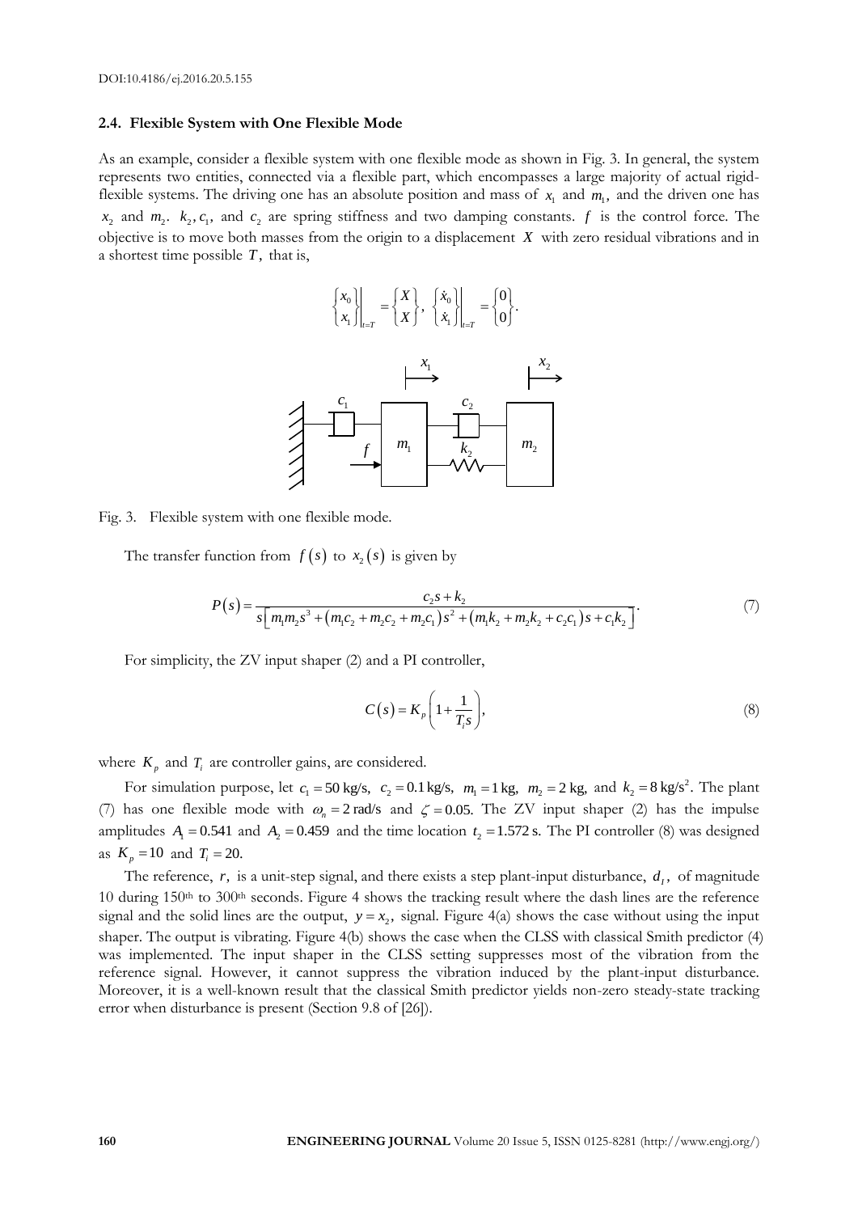### 2.4. Flexible System with One Flexible Mode

As an example, consider a flexible system with one flexible mode as shown in Fig. 3. In general, the system represents two entities, connected via a flexible part, which encompasses a large majority of actual rigid-flexible systems. The driving one has an absolute position and mass of $x_1$ and $m_1$, and the driven one has $x_2$ and $m_2$. $k_2, c_1$, and $c_2$ are spring stiffness and two damping constants. $f$ is the control force. The objective is to move both masses from the origin to a displacement $X$ with zero residual vibrations and in a shortest time possible $T$, that is,

$$\left.\begin{Bmatrix} x_0 \\ x_1 \end{Bmatrix}\right|_{t=T} = \begin{Bmatrix} X \\ X \end{Bmatrix}, \ \left.\begin{Bmatrix} \dot{x}_0 \\ \dot{x}_1 \end{Bmatrix}\right|_{t=T} = \begin{Bmatrix} 0 \\ 0 \end{Bmatrix}.$$

Fig. 3. Flexible system with one flexible mode.

The transfer function from $f(s)$ to $x_2(s)$ is given by

$$P(s) = \frac{c_2 s + k_2}{s\left[ m_1 m_2 s^3 + \left(m_1 c_2 + m_2 c_2 + m_2 c_1\right) s^2 + \left(m_1 k_2 + m_2 k_2 + c_2 c_1\right) s + c_1 k_2 \right]}. \tag{7}$$

For simplicity, the ZV input shaper (2) and a PI controller,

$$C(s) = K_p \left(1 + \frac{1}{T_i s}\right), \tag{8}$$

where $K_p$ and $T_i$ are controller gains, are considered.

For simulation purpose, let $c_1 = 50$ kg/s, $c_2 = 0.1$ kg/s, $m_1 = 1$ kg, $m_2 = 2$ kg, and $k_2 = 8$ kg/s$^2$. The plant (7) has one flexible mode with $\omega_n = 2$ rad/s and $\zeta = 0.05$. The ZV input shaper (2) has the impulse amplitudes $A_1 = 0.541$ and $A_2 = 0.459$ and the time location $t_2 = 1.572$ s. The PI controller (8) was designed as $K_p = 10$ and $T_i = 20$.

The reference, $r$, is a unit-step signal, and there exists a step plant-input disturbance, $d_I$, of magnitude 10 during 150th to 300th seconds. Figure 4 shows the tracking result where the dash lines are the reference signal and the solid lines are the output, $y = x_2$, signal. Figure 4(a) shows the case without using the input shaper. The output is vibrating. Figure 4(b) shows the case when the CLSS with classical Smith predictor (4) was implemented. The input shaper in the CLSS setting suppresses most of the vibration from the reference signal. However, it cannot suppress the vibration induced by the plant-input disturbance. Moreover, it is a well-known result that the classical Smith predictor yields non-zero steady-state tracking error when disturbance is present (Section 9.8 of [26]).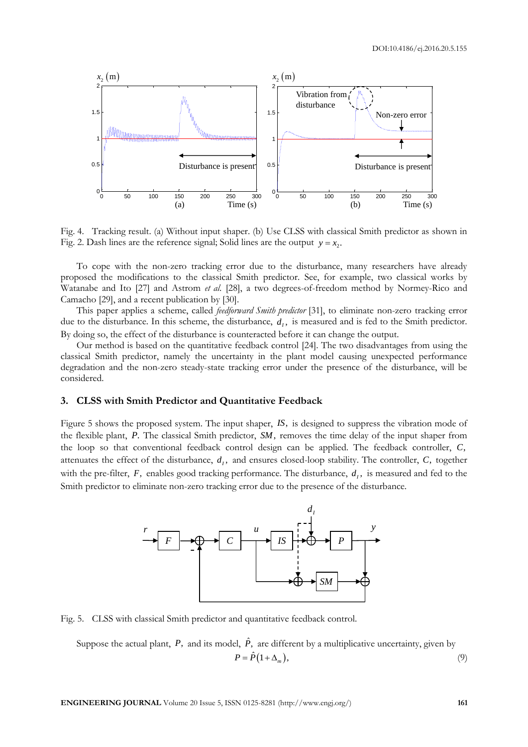Fig. 4. Tracking result. (a) Without input shaper. (b) Use CLSS with classical Smith predictor as shown in Fig. 2. Dash lines are the reference signal; Solid lines are the output $y = x_2$.

To cope with the non-zero tracking error due to the disturbance, many researchers have already proposed the modifications to the classical Smith predictor. See, for example, two classical works by Watanabe and Ito [27] and Astrom *et al.* [28], a two degrees-of-freedom method by Normey-Rico and Camacho [29], and a recent publication by [30].

This paper applies a scheme, called *feedforward Smith predictor* [31], to eliminate non-zero tracking error due to the disturbance. In this scheme, the disturbance, $d_I$, is measured and is fed to the Smith predictor. By doing so, the effect of the disturbance is counteracted before it can change the output.

Our method is based on the quantitative feedback control [24]. The two disadvantages from using the classical Smith predictor, namely the uncertainty in the plant model causing unexpected performance degradation and the non-zero steady-state tracking error under the presence of the disturbance, will be considered.

## 3. CLSS with Smith Predictor and Quantitative Feedback

Figure 5 shows the proposed system. The input shaper, $IS$, is designed to suppress the vibration mode of the flexible plant, $P$. The classical Smith predictor, $SM$, removes the time delay of the input shaper from the loop so that conventional feedback control design can be applied. The feedback controller, $C$, attenuates the effect of the disturbance, $d_I$, and ensures closed-loop stability. The controller, $C$, together with the pre-filter, $F$, enables good tracking performance. The disturbance, $d_I$, is measured and fed to the Smith predictor to eliminate non-zero tracking error due to the presence of the disturbance.

Fig. 5. CLSS with classical Smith predictor and quantitative feedback control.

Suppose the actual plant, $P$, and its model, $\hat{P}$, are different by a multiplicative uncertainty, given by

$$P = \hat{P}\left(1 + \Delta_m\right), \tag{9}$$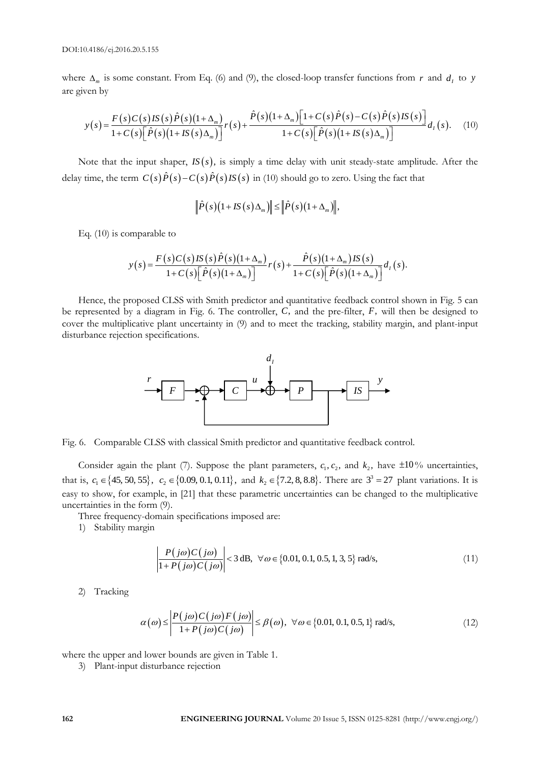where $\Delta_m$ is some constant. From Eq. (6) and (9), the closed-loop transfer functions from $r$ and $d_I$ to $y$ are given by

$$y(s)=\frac{F(s)C(s)IS(s)\hat{P}(s)(1+\Delta_m)}{1+C(s)\left[\hat{P}(s)(1+IS(s)\Delta_m)\right]}r(s)+\frac{\hat{P}(s)(1+\Delta_m)\left[1+C(s)\hat{P}(s)-C(s)\hat{P}(s)IS(s)\right]}{1+C(s)\left[\hat{P}(s)(1+IS(s)\Delta_m)\right]}d_I(s). \quad (10)$$

Note that the input shaper, $IS(s)$, is simply a time delay with unit steady-state amplitude. After the delay time, the term $C(s)\hat{P}(s)-C(s)\hat{P}(s)IS(s)$ in (10) should go to zero. Using the fact that

$$\left\|\hat{P}(s)(1+IS(s)\Delta_m)\right\|\leq\left\|\hat{P}(s)(1+\Delta_m)\right\|,$$

Eq. (10) is comparable to

$$y(s)=\frac{F(s)C(s)IS(s)\hat{P}(s)(1+\Delta_m)}{1+C(s)\left[\hat{P}(s)(1+\Delta_m)\right]}r(s)+\frac{\hat{P}(s)(1+\Delta_m)IS(s)}{1+C(s)\left[\hat{P}(s)(1+\Delta_m)\right]}d_I(s).$$

Hence, the proposed CLSS with Smith predictor and quantitative feedback control shown in Fig. 5 can be represented by a diagram in Fig. 6. The controller, $C$, and the pre-filter, $F$, will then be designed to cover the multiplicative plant uncertainty in (9) and to meet the tracking, stability margin, and plant-input disturbance rejection specifications.

Fig. 6. Comparable CLSS with classical Smith predictor and quantitative feedback control.

Consider again the plant (7). Suppose the plant parameters, $c_1, c_2$, and $k_2$, have $\pm 10\%$ uncertainties, that is, $c_1 \in \{45, 50, 55\}$, $c_2 \in \{0.09, 0.1, 0.11\}$, and $k_2 \in \{7.2, 8, 8.8\}$. There are $3^3 = 27$ plant variations. It is easy to show, for example, in [21] that these parametric uncertainties can be changed to the multiplicative uncertainties in the form (9).

Three frequency-domain specifications imposed are:

1) Stability margin

$$\left|\frac{P(j\omega)C(j\omega)}{1+P(j\omega)C(j\omega)}\right|<3\text{ dB},\ \ \forall\omega\in\{0.01, 0.1, 0.5, 1, 3, 5\}\text{ rad/s}, \quad (11)$$

2) Tracking

$$\alpha(\omega)\leq\left|\frac{P(j\omega)C(j\omega)F(j\omega)}{1+P(j\omega)C(j\omega)}\right|\leq\beta(\omega),\ \ \forall\omega\in\{0.01, 0.1, 0.5, 1\}\text{ rad/s}, \quad (12)$$

where the upper and lower bounds are given in Table 1.

3) Plant-input disturbance rejection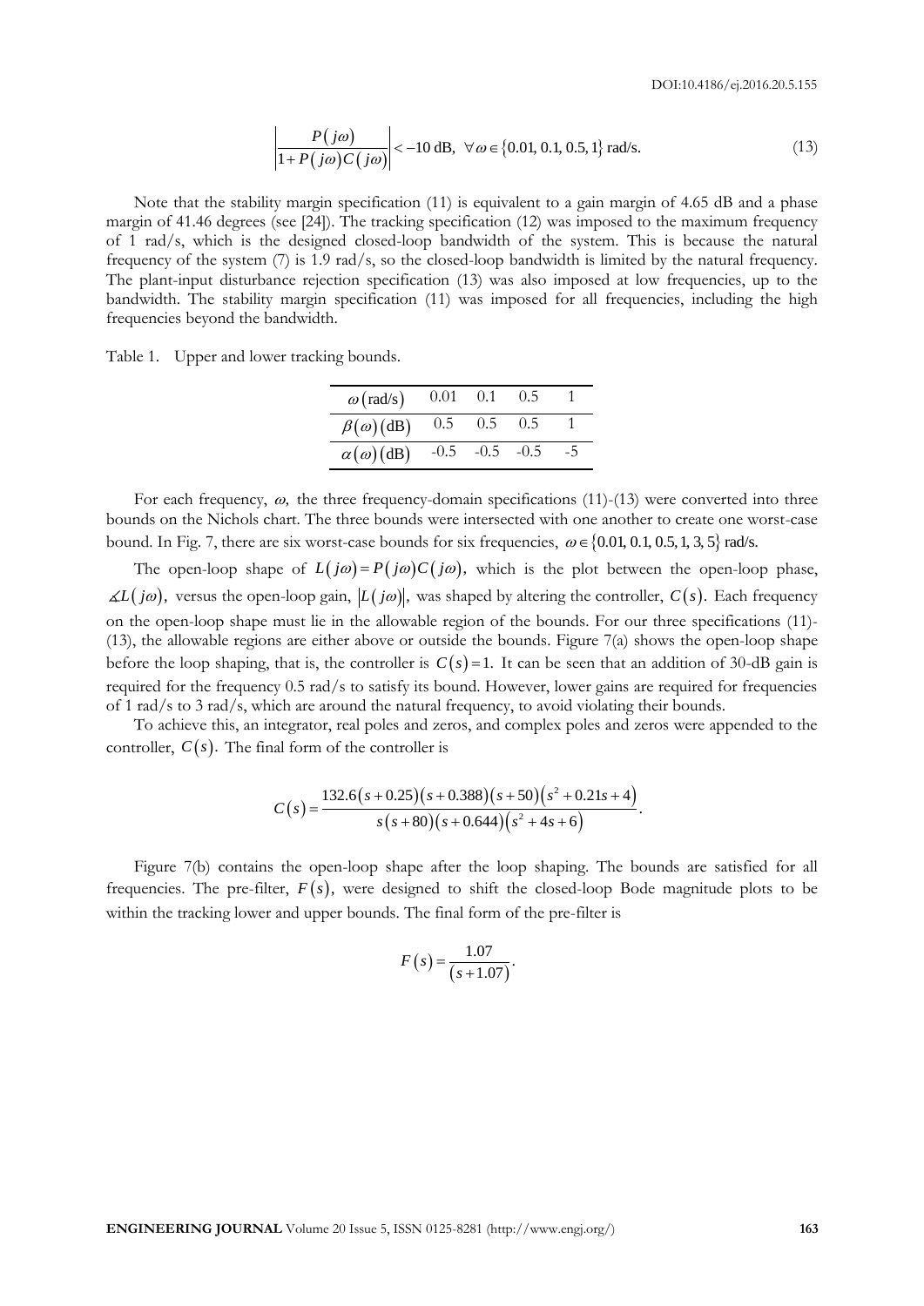$$\left| \frac{P(j\omega)}{1+P(j\omega)C(j\omega)} \right| < -10 \text{ dB}, \ \forall \omega \in \{0.01, 0.1, 0.5, 1\} \text{ rad/s.} \tag{13}$$

Note that the stability margin specification (11) is equivalent to a gain margin of 4.65 dB and a phase margin of 41.46 degrees (see [24]). The tracking specification (12) was imposed to the maximum frequency of 1 rad/s, which is the designed closed-loop bandwidth of the system. This is because the natural frequency of the system (7) is 1.9 rad/s, so the closed-loop bandwidth is limited by the natural frequency. The plant-input disturbance rejection specification (13) was also imposed at low frequencies, up to the bandwidth. The stability margin specification (11) was imposed for all frequencies, including the high frequencies beyond the bandwidth.

Table 1. Upper and lower tracking bounds.

| $\omega(\text{rad/s})$ | 0.01 | 0.1 | 0.5 | 1 |
|---|---|---|---|---|
| $\beta(\omega)(\text{dB})$ | 0.5 | 0.5 | 0.5 | 1 |
| $\alpha(\omega)(\text{dB})$ | -0.5 | -0.5 | -0.5 | -5 |

For each frequency, $\omega$, the three frequency-domain specifications (11)-(13) were converted into three bounds on the Nichols chart. The three bounds were intersected with one another to create one worst-case bound. In Fig. 7, there are six worst-case bounds for six frequencies, $\omega \in \{0.01, 0.1, 0.5, 1, 3, 5\}$ rad/s.

The open-loop shape of $L(j\omega) = P(j\omega)C(j\omega)$, which is the plot between the open-loop phase, $\measuredangle L(j\omega)$, versus the open-loop gain, $|L(j\omega)|$, was shaped by altering the controller, $C(s)$. Each frequency on the open-loop shape must lie in the allowable region of the bounds. For our three specifications (11)-(13), the allowable regions are either above or outside the bounds. Figure 7(a) shows the open-loop shape before the loop shaping, that is, the controller is $C(s)=1$. It can be seen that an addition of 30-dB gain is required for the frequency 0.5 rad/s to satisfy its bound. However, lower gains are required for frequencies of 1 rad/s to 3 rad/s, which are around the natural frequency, to avoid violating their bounds.

To achieve this, an integrator, real poles and zeros, and complex poles and zeros were appended to the controller, $C(s)$. The final form of the controller is

$$C(s) = \frac{132.6(s+0.25)(s+0.388)(s+50)(s^2+0.21s+4)}{s(s+80)(s+0.644)(s^2+4s+6)}.$$

Figure 7(b) contains the open-loop shape after the loop shaping. The bounds are satisfied for all frequencies. The pre-filter, $F(s)$, were designed to shift the closed-loop Bode magnitude plots to be within the tracking lower and upper bounds. The final form of the pre-filter is

$$F(s) = \frac{1.07}{(s+1.07)}.$$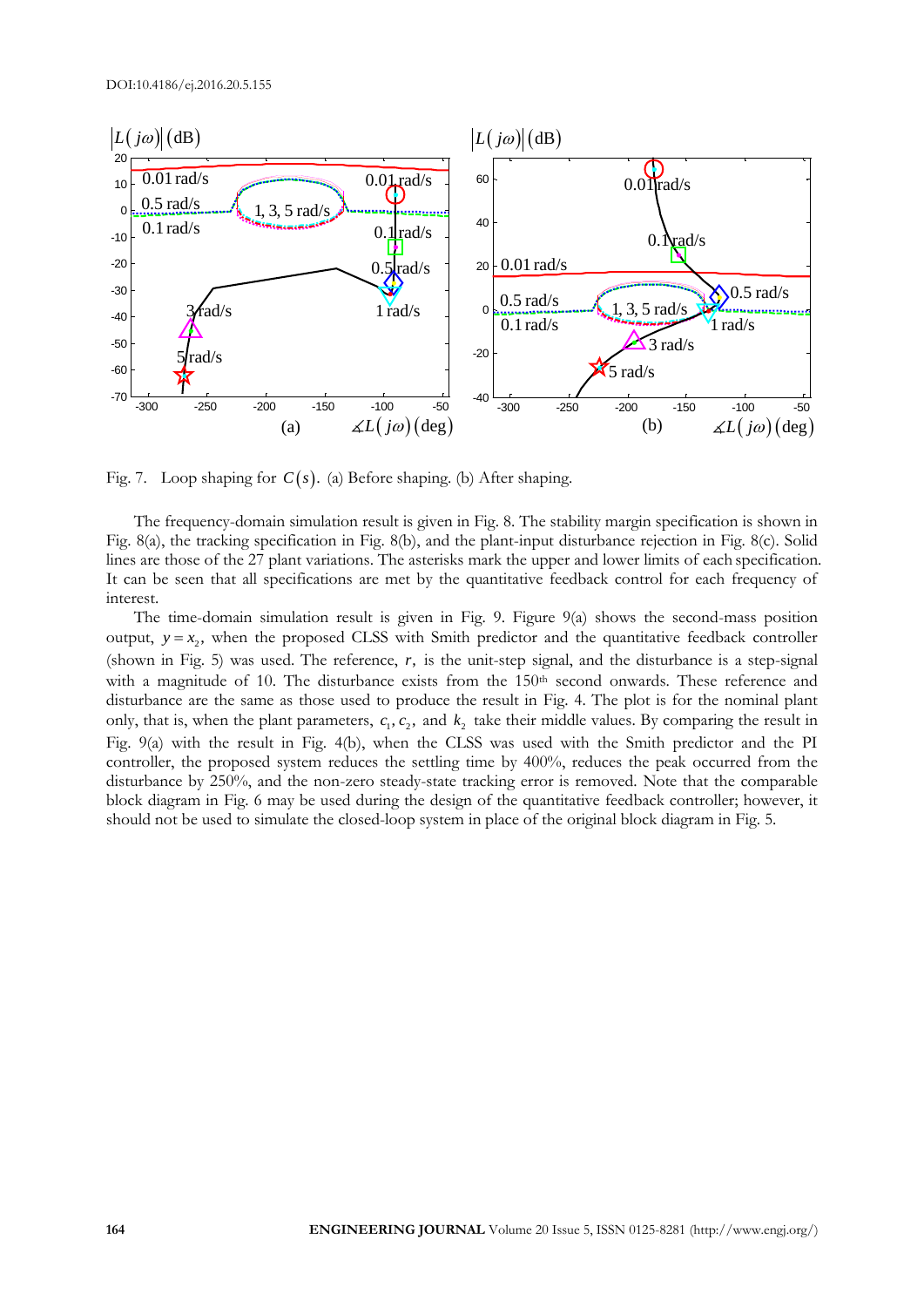Fig. 7. Loop shaping for $C(s)$. (a) Before shaping. (b) After shaping.

The frequency-domain simulation result is given in Fig. 8. The stability margin specification is shown in Fig. 8(a), the tracking specification in Fig. 8(b), and the plant-input disturbance rejection in Fig. 8(c). Solid lines are those of the 27 plant variations. The asterisks mark the upper and lower limits of each specification. It can be seen that all specifications are met by the quantitative feedback control for each frequency of interest.

The time-domain simulation result is given in Fig. 9. Figure 9(a) shows the second-mass position output, $y = x_2$, when the proposed CLSS with Smith predictor and the quantitative feedback controller (shown in Fig. 5) was used. The reference, $r$, is the unit-step signal, and the disturbance is a step-signal with a magnitude of 10. The disturbance exists from the 150th second onwards. These reference and disturbance are the same as those used to produce the result in Fig. 4. The plot is for the nominal plant only, that is, when the plant parameters, $c_1, c_2$, and $k_2$ take their middle values. By comparing the result in Fig. 9(a) with the result in Fig. 4(b), when the CLSS was used with the Smith predictor and the PI controller, the proposed system reduces the settling time by 400%, reduces the peak occurred from the disturbance by 250%, and the non-zero steady-state tracking error is removed. Note that the comparable block diagram in Fig. 6 may be used during the design of the quantitative feedback controller; however, it should not be used to simulate the closed-loop system in place of the original block diagram in Fig. 5.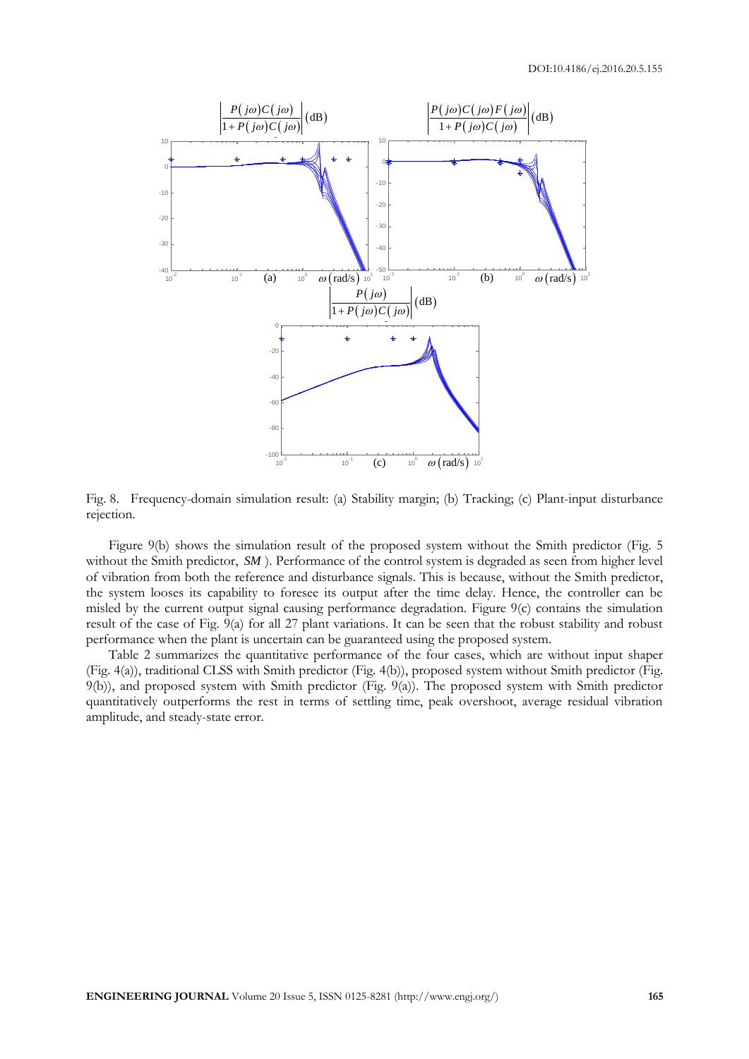Fig. 8. Frequency-domain simulation result: (a) Stability margin; (b) Tracking; (c) Plant-input disturbance rejection.

Figure 9(b) shows the simulation result of the proposed system without the Smith predictor (Fig. 5 without the Smith predictor, $SM$ ). Performance of the control system is degraded as seen from higher level of vibration from both the reference and disturbance signals. This is because, without the Smith predictor, the system looses its capability to foresee its output after the time delay. Hence, the controller can be misled by the current output signal causing performance degradation. Figure 9(c) contains the simulation result of the case of Fig. 9(a) for all 27 plant variations. It can be seen that the robust stability and robust performance when the plant is uncertain can be guaranteed using the proposed system.

Table 2 summarizes the quantitative performance of the four cases, which are without input shaper (Fig. 4(a)), traditional CLSS with Smith predictor (Fig. 4(b)), proposed system without Smith predictor (Fig. 9(b)), and proposed system with Smith predictor (Fig. 9(a)). The proposed system with Smith predictor quantitatively outperforms the rest in terms of settling time, peak overshoot, average residual vibration amplitude, and steady-state error.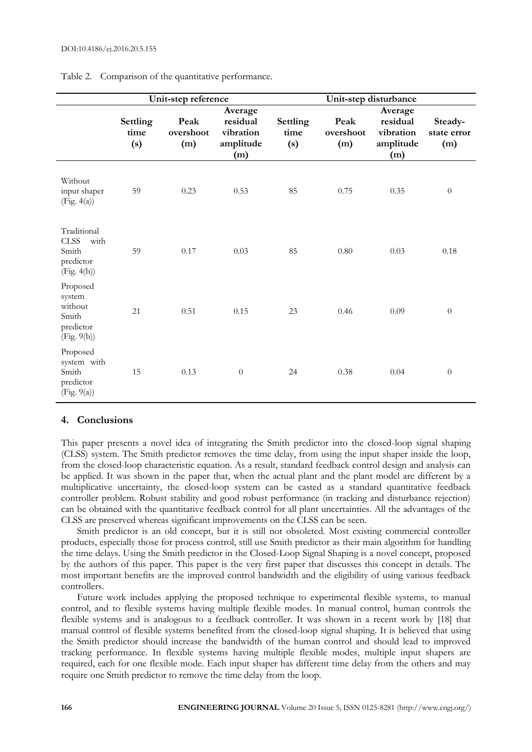Table 2. Comparison of the quantitative performance.

| | Unit-step reference | | | Unit-step disturbance | | | |
|---|---|---|---|---|---|---|---|
| | Settling time (s) | Peak overshoot (m) | Average residual vibration amplitude (m) | Settling time (s) | Peak overshoot (m) | Average residual vibration amplitude (m) | Steady-state error (m) |
| Without input shaper (Fig. 4(a)) | 59 | 0.23 | 0.53 | 85 | 0.75 | 0.35 | 0 |
| Traditional CLSS with Smith predictor (Fig. 4(b)) | 59 | 0.17 | 0.03 | 85 | 0.80 | 0.03 | 0.18 |
| Proposed system without Smith predictor (Fig. 9(b)) | 21 | 0.51 | 0.15 | 23 | 0.46 | 0.09 | 0 |
| Proposed system with Smith predictor (Fig. 9(a)) | 15 | 0.13 | 0 | 24 | 0.38 | 0.04 | 0 |

## 4. Conclusions

This paper presents a novel idea of integrating the Smith predictor into the closed-loop signal shaping (CLSS) system. The Smith predictor removes the time delay, from using the input shaper inside the loop, from the closed-loop characteristic equation. As a result, standard feedback control design and analysis can be applied. It was shown in the paper that, when the actual plant and the plant model are different by a multiplicative uncertainty, the closed-loop system can be casted as a standard quantitative feedback controller problem. Robust stability and good robust performance (in tracking and disturbance rejection) can be obtained with the quantitative feedback control for all plant uncertainties. All the advantages of the CLSS are preserved whereas significant improvements on the CLSS can be seen.

Smith predictor is an old concept, but it is still not obsoleted. Most existing commercial controller products, especially those for process control, still use Smith predictor as their main algorithm for handling the time delays. Using the Smith predictor in the Closed-Loop Signal Shaping is a novel concept, proposed by the authors of this paper. This paper is the very first paper that discusses this concept in details. The most important benefits are the improved control bandwidth and the eligibility of using various feedback controllers.

Future work includes applying the proposed technique to experimental flexible systems, to manual control, and to flexible systems having multiple flexible modes. In manual control, human controls the flexible systems and is analogous to a feedback controller. It was shown in a recent work by [18] that manual control of flexible systems benefited from the closed-loop signal shaping. It is believed that using the Smith predictor should increase the bandwidth of the human control and should lead to improved tracking performance. In flexible systems having multiple flexible modes, multiple input shapers are required, each for one flexible mode. Each input shaper has different time delay from the others and may require one Smith predictor to remove the time delay from the loop.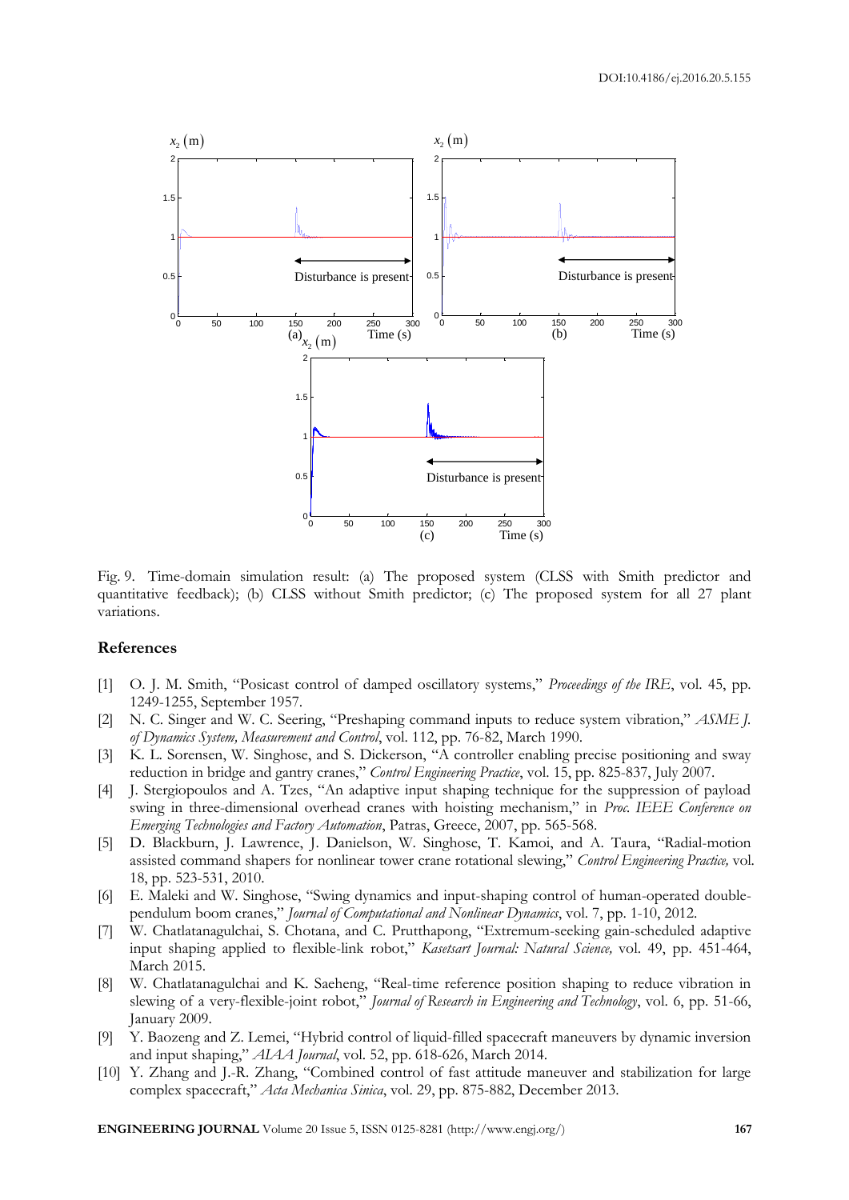Fig. 9. Time-domain simulation result: (a) The proposed system (CLSS with Smith predictor and quantitative feedback); (b) CLSS without Smith predictor; (c) The proposed system for all 27 plant variations.

## References

[1] O. J. M. Smith, "Posicast control of damped oscillatory systems," *Proceedings of the IRE*, vol. 45, pp. 1249-1255, September 1957.

[2] N. C. Singer and W. C. Seering, "Preshaping command inputs to reduce system vibration," *ASME J. of Dynamics System, Measurement and Control*, vol. 112, pp. 76-82, March 1990.

[3] K. L. Sorensen, W. Singhose, and S. Dickerson, "A controller enabling precise positioning and sway reduction in bridge and gantry cranes," *Control Engineering Practice*, vol. 15, pp. 825-837, July 2007.

[4] J. Stergiopoulos and A. Tzes, "An adaptive input shaping technique for the suppression of payload swing in three-dimensional overhead cranes with hoisting mechanism," in *Proc. IEEE Conference on Emerging Technologies and Factory Automation*, Patras, Greece, 2007, pp. 565-568.

[5] D. Blackburn, J. Lawrence, J. Danielson, W. Singhose, T. Kamoi, and A. Taura, "Radial-motion assisted command shapers for nonlinear tower crane rotational slewing," *Control Engineering Practice,* vol. 18, pp. 523-531, 2010.

[6] E. Maleki and W. Singhose, "Swing dynamics and input-shaping control of human-operated double-pendulum boom cranes," *Journal of Computational and Nonlinear Dynamics*, vol. 7, pp. 1-10, 2012.

[7] W. Chatlatanagulchai, S. Chotana, and C. Prutthapong, "Extremum-seeking gain-scheduled adaptive input shaping applied to flexible-link robot," *Kasetsart Journal: Natural Science,* vol. 49, pp. 451-464, March 2015.

[8] W. Chatlatanagulchai and K. Saeheng, "Real-time reference position shaping to reduce vibration in slewing of a very-flexible-joint robot," *Journal of Research in Engineering and Technology*, vol. 6, pp. 51-66, January 2009.

[9] Y. Baozeng and Z. Lemei, "Hybrid control of liquid-filled spacecraft maneuvers by dynamic inversion and input shaping," *AIAA Journal*, vol. 52, pp. 618-626, March 2014.

[10] Y. Zhang and J.-R. Zhang, "Combined control of fast attitude maneuver and stabilization for large complex spacecraft," *Acta Mechanica Sinica*, vol. 29, pp. 875-882, December 2013.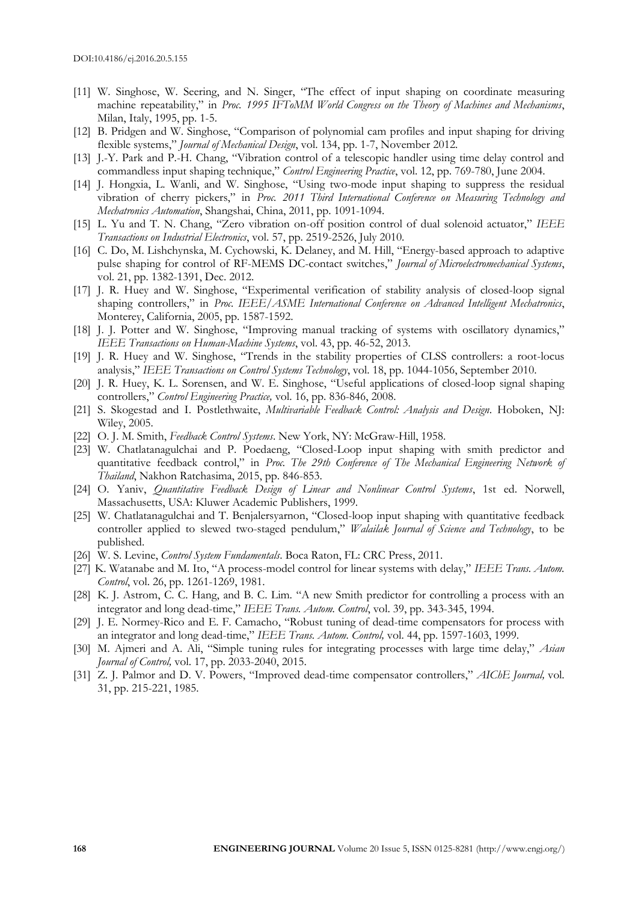[11] W. Singhose, W. Seering, and N. Singer, "The effect of input shaping on coordinate measuring machine repeatability," in *Proc. 1995 IFToMM World Congress on the Theory of Machines and Mechanisms*, Milan, Italy, 1995, pp. 1-5.

[12] B. Pridgen and W. Singhose, "Comparison of polynomial cam profiles and input shaping for driving flexible systems," *Journal of Mechanical Design*, vol. 134, pp. 1-7, November 2012.

[13] J.-Y. Park and P.-H. Chang, "Vibration control of a telescopic handler using time delay control and commandless input shaping technique," *Control Engineering Practice*, vol. 12, pp. 769-780, June 2004.

[14] J. Hongxia, L. Wanli, and W. Singhose, "Using two-mode input shaping to suppress the residual vibration of cherry pickers," in *Proc. 2011 Third International Conference on Measuring Technology and Mechatronics Automation*, Shangshai, China, 2011, pp. 1091-1094.

[15] L. Yu and T. N. Chang, "Zero vibration on-off position control of dual solenoid actuator," *IEEE Transactions on Industrial Electronics*, vol. 57, pp. 2519-2526, July 2010.

[16] C. Do, M. Lishchynska, M. Cychowski, K. Delaney, and M. Hill, "Energy-based approach to adaptive pulse shaping for control of RF-MEMS DC-contact switches," *Journal of Microelectromechanical Systems*, vol. 21, pp. 1382-1391, Dec. 2012.

[17] J. R. Huey and W. Singhose, "Experimental verification of stability analysis of closed-loop signal shaping controllers," in *Proc. IEEE/ASME International Conference on Advanced Intelligent Mechatronics*, Monterey, California, 2005, pp. 1587-1592.

[18] J. J. Potter and W. Singhose, "Improving manual tracking of systems with oscillatory dynamics," *IEEE Transactions on Human-Machine Systems*, vol. 43, pp. 46-52, 2013.

[19] J. R. Huey and W. Singhose, "Trends in the stability properties of CLSS controllers: a root-locus analysis," *IEEE Transactions on Control Systems Technology*, vol. 18, pp. 1044-1056, September 2010.

[20] J. R. Huey, K. L. Sorensen, and W. E. Singhose, "Useful applications of closed-loop signal shaping controllers," *Control Engineering Practice,* vol. 16, pp. 836-846, 2008.

[21] S. Skogestad and I. Postlethwaite, *Multivariable Feedback Control: Analysis and Design*. Hoboken, NJ: Wiley, 2005.

[22] O. J. M. Smith, *Feedback Control Systems*. New York, NY: McGraw-Hill, 1958.

[23] W. Chatlatanagulchai and P. Poedaeng, "Closed-Loop input shaping with smith predictor and quantitative feedback control," in *Proc. The 29th Conference of The Mechanical Engineering Network of Thailand*, Nakhon Ratchasima, 2015, pp. 846-853.

[24] O. Yaniv, *Quantitative Feedback Design of Linear and Nonlinear Control Systems*, 1st ed. Norwell, Massachusetts, USA: Kluwer Academic Publishers, 1999.

[25] W. Chatlatanagulchai and T. Benjalersyarnon, "Closed-loop input shaping with quantitative feedback controller applied to slewed two-staged pendulum," *Walailak Journal of Science and Technology*, to be published.

[26] W. S. Levine, *Control System Fundamentals*. Boca Raton, FL: CRC Press, 2011.

[27] K. Watanabe and M. Ito, "A process-model control for linear systems with delay," *IEEE Trans. Autom. Control*, vol. 26, pp. 1261-1269, 1981.

[28] K. J. Astrom, C. C. Hang, and B. C. Lim. "A new Smith predictor for controlling a process with an integrator and long dead-time," *IEEE Trans. Autom. Control*, vol. 39, pp. 343-345, 1994.

[29] J. E. Normey-Rico and E. F. Camacho, "Robust tuning of dead-time compensators for process with an integrator and long dead-time," *IEEE Trans. Autom. Control,* vol. 44, pp. 1597-1603, 1999.

[30] M. Ajmeri and A. Ali, "Simple tuning rules for integrating processes with large time delay," *Asian Journal of Control,* vol. 17, pp. 2033-2040, 2015.

[31] Z. J. Palmor and D. V. Powers, "Improved dead-time compensator controllers," *AIChE Journal,* vol. 31, pp. 215-221, 1985.